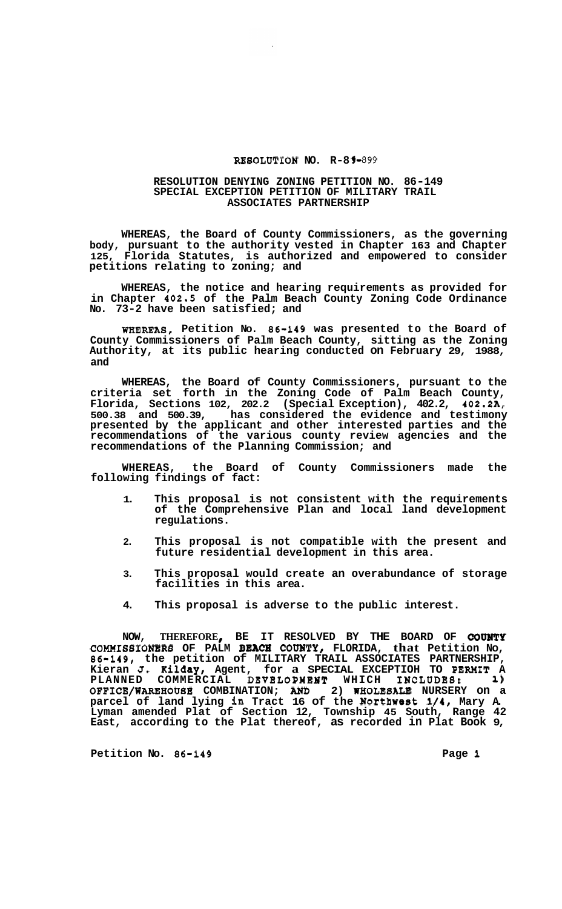# RESOLUTION NO. R-89-899

## RESOLUTION DENYING ZONING PETITION NO. 86-149 SPECIAL EXCEPTION PETITION OF MILITARY TRAIL ASSOCIATES PARTNERSHIP

**WHEREAS, the Board of County Commissioners, as the governing body, pursuant to the authority vested in Chapter 163 and Chapter 125, Florida Statutes, is authorized and empowered to consider petitions relating to zoning; and**

**WHEREAS, the notice and hearing requirements as provided for in Chapter 402.5 of the Palm Beach County Zoning Code Ordinance No. 73-2 have been satisfied; and**

**WHEREAS, Petition No. 86-149 was presented to the Board of County Commissioners of Palm Beach County, sitting as the Zoning Authority, at its public hearing conducted on February 29, 1988, and**

**WHEREAS, the Board of County Commissioners, pursuant to the criteria set forth in the Zoning Code of Palm Beach County, Florida, Sections 102, 202.2 (Special Exception), 402.2, 402.2A, 500.38 and 500.39, has considered the evidence and testimony presented by the applicant and other interested parties and the recommendations of the various county review agencies and the recommendations of the Planning Commission; and**

**WHEREAS, the Board of County Commissioners made the following findings of fact:**

1. **This proposal is not consistent with the requirements of the Comprehensive Plan and local land development regulations.**
2. **This proposal is not compatible with the present and future residential development in this area.**
3. **This proposal would create an overabundance of storage facilities in this area.**
4. **This proposal is adverse to the public interest.**

**NOW, THEREFORE, BE IT RESOLVED BY THE BOARD OF COUNTY COMMISSIONERS OF PALM BEACH COUNTY, FLORIDA, that Petition No, 86-149, the petition of MILITARY TRAIL ASSOCIATES PARTNERSHIP, Kieran J. Kilday, Agent, for a SPECIAL EXCEPTIOH TO PERMIT A PLANNED COMMERCIAL DEVELOPMENT WHICH INCLUDES: 1) OFFICE/WAREHOUSE COMBINATION; AND 2) WHOLESALE NURSERY on a parcel of land lying in Tract 16 of the Northwest 1/4, Mary A. Lyman amended Plat of Section 12, Township 45 South, Range 42 East, according to the Plat thereof, as recorded in Plat Book 9,**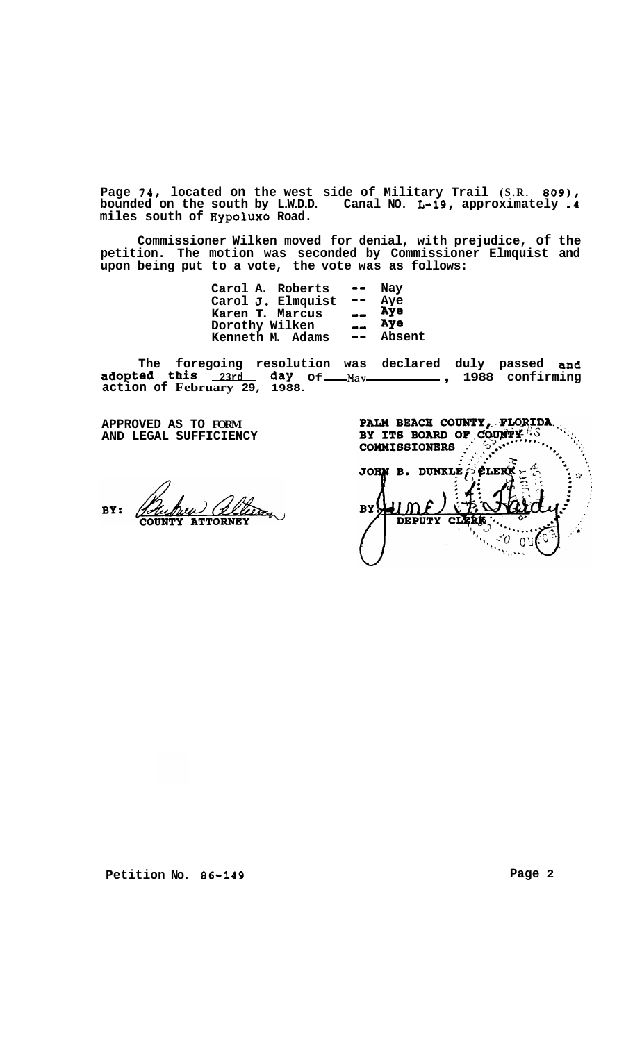Page 74, located on the west side of Military Trail (S.R. 809), bounded on the south by L.W.D.D. Canal NO. L-19, approximately .4 miles south of Hypoluxo Road.

Commissioner Wilken moved for denial, with prejudice, of the petition. The motion was seconded by Commissioner Elmquist and upon being put to a vote, the vote was as follows:

Carol A. Roberts -- Nay
Carol J. Elmquist -- Aye
Karen T. Marcus -- Aye
Dorothy Wilken -- Aye
Kenneth M. Adams -- Absent

The foregoing resolution was declared duly passed and adopted this 23rd day of May, 1988 confirming action of February 29, 1988.

APPROVED AS TO FORM
AND LEGAL SUFFICIENCY

BY: COUNTY ATTORNEY

PALM BEACH COUNTY, FLORIDA
BY ITS BOARD OF COUNTY
COMMISSIONERS

JOHN B. DUNKLE, CLERK

BY: DEPUTY CLERK

Petition No. 86-149